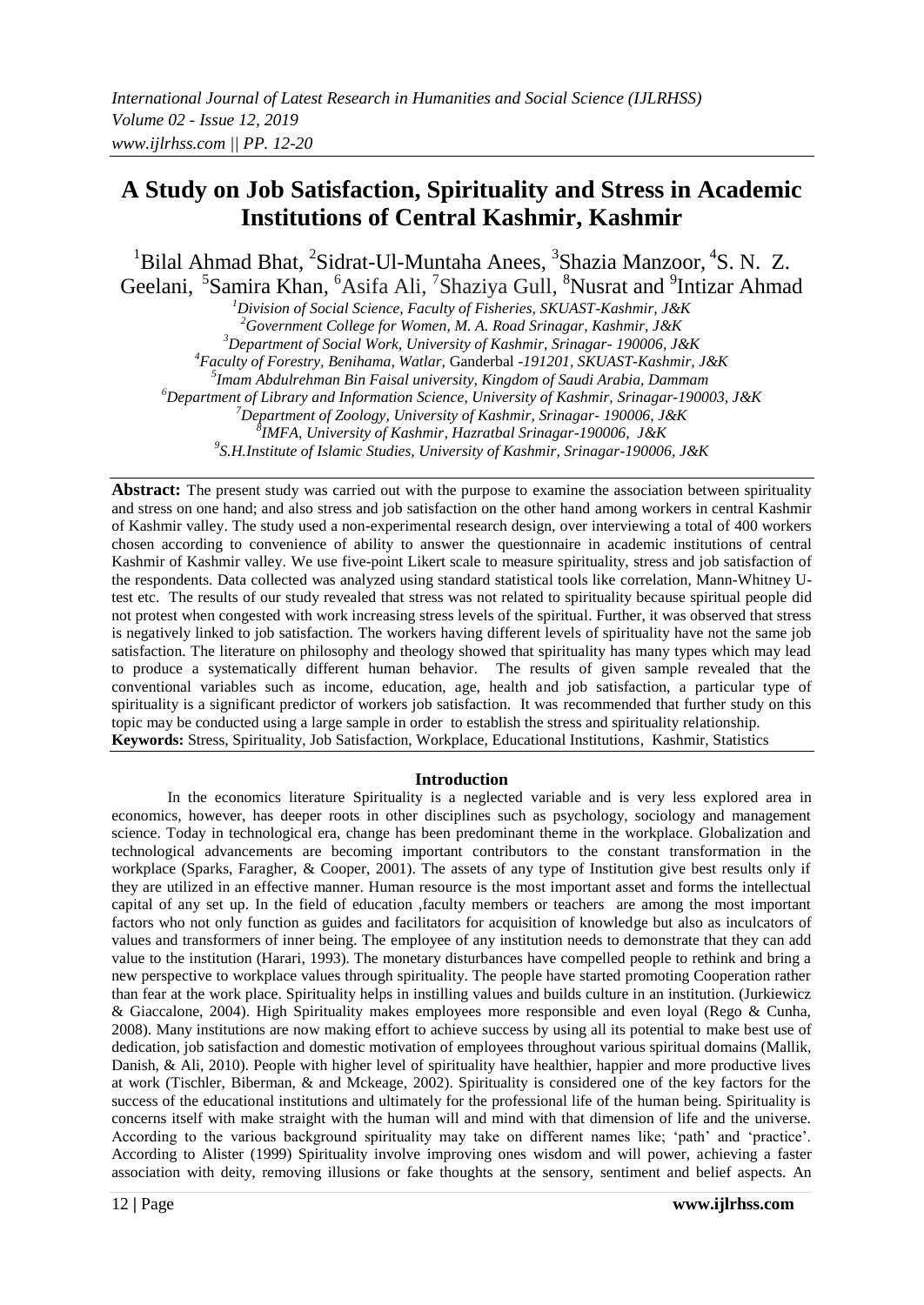# A Study on Job Satisfaction, Spirituality and Stress in Academic Institutions of Central Kashmir, Kashmir

[1]Bilal Ahmad Bhat, [2]Sidrat-Ul-Muntaha Anees, [3]Shazia Manzoor, [4]S. N. Z. Geelani, [5]Samira Khan, [6]Asifa Ali, [7]Shaziya Gull, [8]Nusrat and [9]Intizar Ahmad

[1]*Division of Social Science, Faculty of Fisheries, SKUAST-Kashmir, J&K*
[2]*Government College for Women, M. A. Road Srinagar, Kashmir, J&K*
[3]*Department of Social Work, University of Kashmir, Srinagar- 190006, J&K*
[4]*Faculty of Forestry, Benihama, Watlar, Ganderbal -191201, SKUAST-Kashmir, J&K*
[5]*Imam Abdulrehman Bin Faisal university, Kingdom of Saudi Arabia, Dammam*
[6]*Department of Library and Information Science, University of Kashmir, Srinagar-190003, J&K*
[7]*Department of Zoology, University of Kashmir, Srinagar- 190006, J&K*
[8]*IMFA, University of Kashmir, Hazratbal Srinagar-190006, J&K*
[9]*S.H.Institute of Islamic Studies, University of Kashmir, Srinagar-190006, J&K*

**Abstract:** The present study was carried out with the purpose to examine the association between spirituality and stress on one hand; and also stress and job satisfaction on the other hand among workers in central Kashmir of Kashmir valley. The study used a non-experimental research design, over interviewing a total of 400 workers chosen according to convenience of ability to answer the questionnaire in academic institutions of central Kashmir of Kashmir valley. We use five-point Likert scale to measure spirituality, stress and job satisfaction of the respondents. Data collected was analyzed using standard statistical tools like correlation, Mann-Whitney U-test etc. The results of our study revealed that stress was not related to spirituality because spiritual people did not protest when congested with work increasing stress levels of the spiritual. Further, it was observed that stress is negatively linked to job satisfaction. The workers having different levels of spirituality have not the same job satisfaction. The literature on philosophy and theology showed that spirituality has many types which may lead to produce a systematically different human behavior. The results of given sample revealed that the conventional variables such as income, education, age, health and job satisfaction, a particular type of spirituality is a significant predictor of workers job satisfaction. It was recommended that further study on this topic may be conducted using a large sample in order to establish the stress and spirituality relationship.

**Keywords:** Stress, Spirituality, Job Satisfaction, Workplace, Educational Institutions, Kashmir, Statistics

## Introduction

In the economics literature Spirituality is a neglected variable and is very less explored area in economics, however, has deeper roots in other disciplines such as psychology, sociology and management science. Today in technological era, change has been predominant theme in the workplace. Globalization and technological advancements are becoming important contributors to the constant transformation in the workplace (Sparks, Faragher, & Cooper, 2001). The assets of any type of Institution give best results only if they are utilized in an effective manner. Human resource is the most important asset and forms the intellectual capital of any set up. In the field of education ,faculty members or teachers are among the most important factors who not only function as guides and facilitators for acquisition of knowledge but also as inculcators of values and transformers of inner being. The employee of any institution needs to demonstrate that they can add value to the institution (Harari, 1993). The monetary disturbances have compelled people to rethink and bring a new perspective to workplace values through spirituality. The people have started promoting Cooperation rather than fear at the work place. Spirituality helps in instilling values and builds culture in an institution. (Jurkiewicz & Giaccalone, 2004). High Spirituality makes employees more responsible and even loyal (Rego & Cunha, 2008). Many institutions are now making effort to achieve success by using all its potential to make best use of dedication, job satisfaction and domestic motivation of employees throughout various spiritual domains (Mallik, Danish, & Ali, 2010). People with higher level of spirituality have healthier, happier and more productive lives at work (Tischler, Biberman, & and Mckeage, 2002). Spirituality is considered one of the key factors for the success of the educational institutions and ultimately for the professional life of the human being. Spirituality is concerns itself with make straight with the human will and mind with that dimension of life and the universe. According to the various background spirituality may take on different names like; 'path' and 'practice'. According to Alister (1999) Spirituality involve improving ones wisdom and will power, achieving a faster association with deity, removing illusions or fake thoughts at the sensory, sentiment and belief aspects. An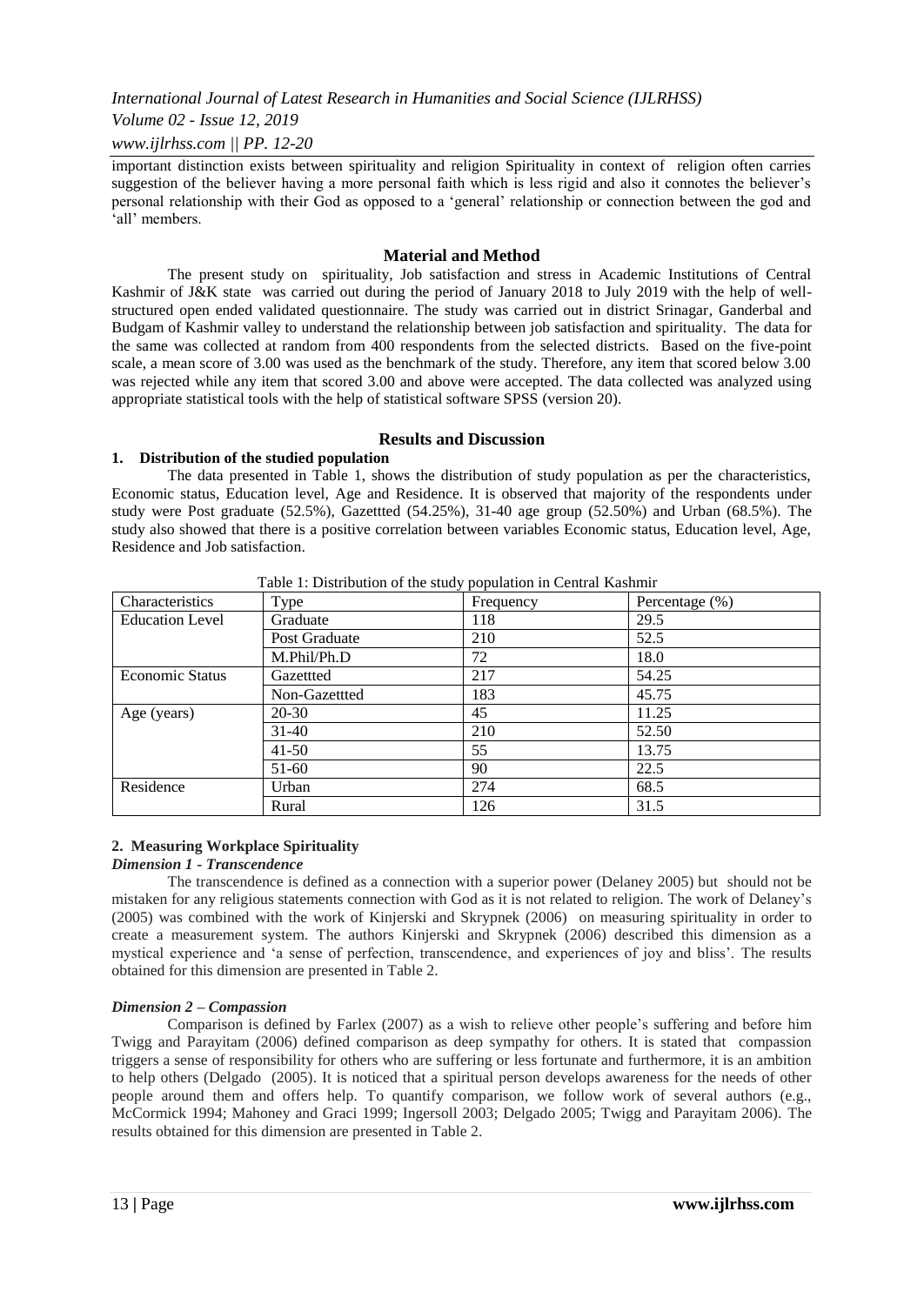important distinction exists between spirituality and religion Spirituality in context of religion often carries suggestion of the believer having a more personal faith which is less rigid and also it connotes the believer's personal relationship with their God as opposed to a 'general' relationship or connection between the god and 'all' members.

## Material and Method

The present study on spirituality, Job satisfaction and stress in Academic Institutions of Central Kashmir of J&K state was carried out during the period of January 2018 to July 2019 with the help of well-structured open ended validated questionnaire. The study was carried out in district Srinagar, Ganderbal and Budgam of Kashmir valley to understand the relationship between job satisfaction and spirituality. The data for the same was collected at random from 400 respondents from the selected districts. Based on the five-point scale, a mean score of 3.00 was used as the benchmark of the study. Therefore, any item that scored below 3.00 was rejected while any item that scored 3.00 and above were accepted. The data collected was analyzed using appropriate statistical tools with the help of statistical software SPSS (version 20).

## Results and Discussion

### 1. Distribution of the studied population

The data presented in Table 1, shows the distribution of study population as per the characteristics, Economic status, Education level, Age and Residence. It is observed that majority of the respondents under study were Post graduate (52.5%), Gazettted (54.25%), 31-40 age group (52.50%) and Urban (68.5%). The study also showed that there is a positive correlation between variables Economic status, Education level, Age, Residence and Job satisfaction.

Table 1: Distribution of the study population in Central Kashmir

| Characteristics | Type | Frequency | Percentage (%) |
|---|---|---|---|
| Education Level | Graduate | 118 | 29.5 |
| | Post Graduate | 210 | 52.5 |
| | M.Phil/Ph.D | 72 | 18.0 |
| Economic Status | Gazettted | 217 | 54.25 |
| | Non-Gazettted | 183 | 45.75 |
| Age (years) | 20-30 | 45 | 11.25 |
| | 31-40 | 210 | 52.50 |
| | 41-50 | 55 | 13.75 |
| | 51-60 | 90 | 22.5 |
| Residence | Urban | 274 | 68.5 |
| | Rural | 126 | 31.5 |

### 2. Measuring Workplace Spirituality

#### *Dimension 1 - Transcendence*

The transcendence is defined as a connection with a superior power (Delaney 2005) but should not be mistaken for any religious statements connection with God as it is not related to religion. The work of Delaney's (2005) was combined with the work of Kinjerski and Skrypnek (2006) on measuring spirituality in order to create a measurement system. The authors Kinjerski and Skrypnek (2006) described this dimension as a mystical experience and 'a sense of perfection, transcendence, and experiences of joy and bliss'. The results obtained for this dimension are presented in Table 2.

#### *Dimension 2 – Compassion*

Comparison is defined by Farlex (2007) as a wish to relieve other people's suffering and before him Twigg and Parayitam (2006) defined comparison as deep sympathy for others. It is stated that compassion triggers a sense of responsibility for others who are suffering or less fortunate and furthermore, it is an ambition to help others (Delgado (2005). It is noticed that a spiritual person develops awareness for the needs of other people around them and offers help. To quantify comparison, we follow work of several authors (e.g., McCormick 1994; Mahoney and Graci 1999; Ingersoll 2003; Delgado 2005; Twigg and Parayitam 2006). The results obtained for this dimension are presented in Table 2.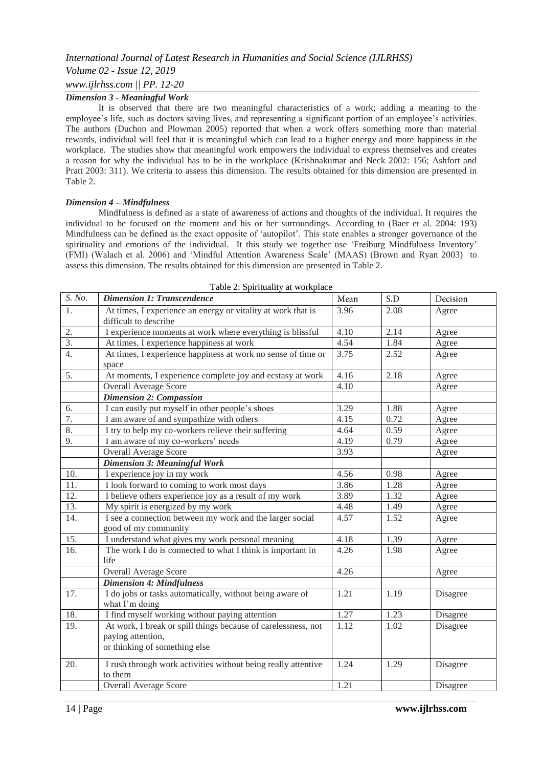### *Dimension 3 - Meaningful Work*

It is observed that there are two meaningful characteristics of a work; adding a meaning to the employee's life, such as doctors saving lives, and representing a significant portion of an employee's activities. The authors (Duchon and Plowman 2005) reported that when a work offers something more than material rewards, individual will feel that it is meaningful which can lead to a higher energy and more happiness in the workplace. The studies show that meaningful work empowers the individual to express themselves and creates a reason for why the individual has to be in the workplace (Krishnakumar and Neck 2002: 156; Ashfort and Pratt 2003: 311). We criteria to assess this dimension. The results obtained for this dimension are presented in Table 2.

### *Dimension 4 – Mindfulness*

Mindfulness is defined as a state of awareness of actions and thoughts of the individual. It requires the individual to be focused on the moment and his or her surroundings. According to (Baer et al. 2004: 193) Mindfulness can be defined as the exact opposite of 'autopilot'. This state enables a stronger governance of the spirituality and emotions of the individual. It this study we together use 'Freiburg Mindfulness Inventory' (FMI) (Walach et al. 2006) and 'Mindful Attention Awareness Scale' (MAAS) (Brown and Ryan 2003) to assess this dimension. The results obtained for this dimension are presented in Table 2.

Table 2: Spirituality at workplace

| *S. No.* | ***Dimension 1: Transcendence*** | Mean | S.D | Decision |
|---|---|---|---|---|
| 1. | At times, I experience an energy or vitality at work that is difficult to describe | 3.96 | 2.08 | Agree |
| 2. | I experience moments at work where everything is blissful | 4.10 | 2.14 | Agree |
| 3. | At times, I experience happiness at work | 4.54 | 1.84 | Agree |
| 4. | At times, I experience happiness at work no sense of time or space | 3.75 | 2.52 | Agree |
| 5. | At moments, I experience complete joy and ecstasy at work | 4.16 | 2.18 | Agree |
| | Overall Average Score | 4.10 | | Agree |
| | ***Dimension 2: Compassion*** | | | |
| 6. | I can easily put myself in other people's shoes | 3.29 | 1.88 | Agree |
| 7. | I am aware of and sympathize with others | 4.15 | 0.72 | Agree |
| 8. | I try to help my co-workers relieve their suffering | 4.64 | 0.59 | Agree |
| 9. | I am aware of my co-workers' needs | 4.19 | 0.79 | Agree |
| | Overall Average Score | 3.93 | | Agree |
| | ***Dimension 3: Meaningful Work*** | | | |
| 10. | I experience joy in my work | 4.56 | 0.98 | Agree |
| 11. | I look forward to coming to work most days | 3.86 | 1.28 | Agree |
| 12. | I believe others experience joy as a result of my work | 3.89 | 1.32 | Agree |
| 13. | My spirit is energized by my work | 4.48 | 1.49 | Agree |
| 14. | I see a connection between my work and the larger social good of my community | 4.57 | 1.52 | Agree |
| 15. | I understand what gives my work personal meaning | 4.18 | 1.39 | Agree |
| 16. | The work I do is connected to what I think is important in life | 4.26 | 1.98 | Agree |
| | Overall Average Score | 4.26 | | Agree |
| | ***Dimension 4: Mindfulness*** | | | |
| 17. | I do jobs or tasks automatically, without being aware of what I'm doing | 1.21 | 1.19 | Disagree |
| 18. | I find myself working without paying attention | 1.27 | 1.23 | Disagree |
| 19. | At work, I break or spill things because of carelessness, not paying attention, or thinking of something else | 1.12 | 1.02 | Disagree |
| 20. | I rush through work activities without being really attentive to them | 1.24 | 1.29 | Disagree |
| | Overall Average Score | 1.21 | | Disagree |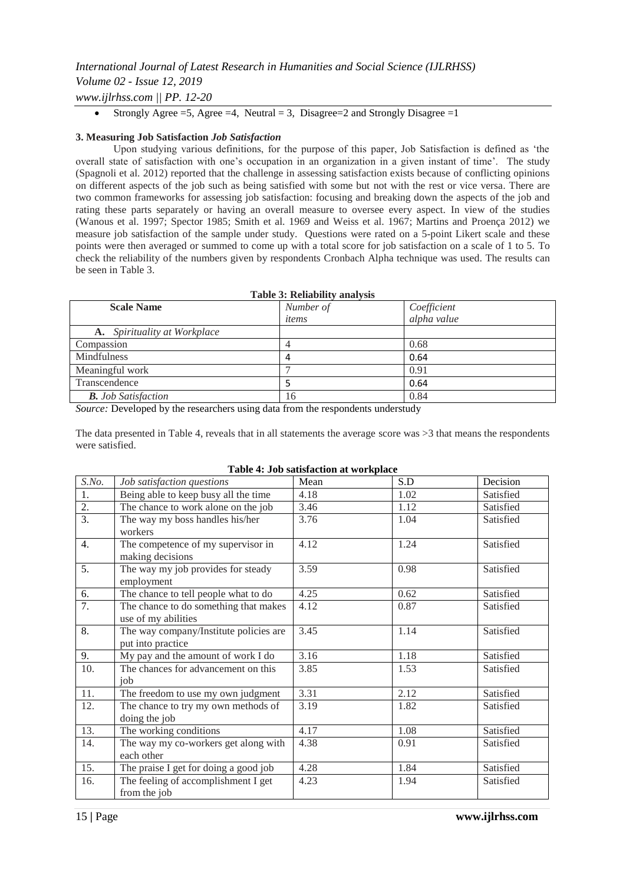- Strongly Agree =5, Agree =4, Neutral = 3, Disagree=2 and Strongly Disagree =1

### 3. Measuring Job Satisfaction *Job Satisfaction*

Upon studying various definitions, for the purpose of this paper, Job Satisfaction is defined as 'the overall state of satisfaction with one's occupation in an organization in a given instant of time'. The study (Spagnoli et al. 2012) reported that the challenge in assessing satisfaction exists because of conflicting opinions on different aspects of the job such as being satisfied with some but not with the rest or vice versa. There are two common frameworks for assessing job satisfaction: focusing and breaking down the aspects of the job and rating these parts separately or having an overall measure to oversee every aspect. In view of the studies (Wanous et al. 1997; Spector 1985; Smith et al. 1969 and Weiss et al. 1967; Martins and Proença 2012) we measure job satisfaction of the sample under study. Questions were rated on a 5-point Likert scale and these points were then averaged or summed to come up with a total score for job satisfaction on a scale of 1 to 5. To check the reliability of the numbers given by respondents Cronbach Alpha technique was used. The results can be seen in Table 3.

**Table 3: Reliability analysis**

| Scale Name | *Number of items* | *Coefficient alpha value* |
|---|---|---|
| **A.** *Spirituality at Workplace* | | |
| Compassion | 4 | 0.68 |
| Mindfulness | 4 | 0.64 |
| Meaningful work | 7 | 0.91 |
| Transcendence | 5 | 0.64 |
| ***B.*** *Job Satisfaction* | 16 | 0.84 |

*Source:* Developed by the researchers using data from the respondents understudy

The data presented in Table 4, reveals that in all statements the average score was >3 that means the respondents were satisfied.

**Table 4: Job satisfaction at workplace**

| *S.No.* | *Job satisfaction questions* | Mean | S.D | Decision |
|---|---|---|---|---|
| 1. | Being able to keep busy all the time | 4.18 | 1.02 | Satisfied |
| 2. | The chance to work alone on the job | 3.46 | 1.12 | Satisfied |
| 3. | The way my boss handles his/her workers | 3.76 | 1.04 | Satisfied |
| 4. | The competence of my supervisor in making decisions | 4.12 | 1.24 | Satisfied |
| 5. | The way my job provides for steady employment | 3.59 | 0.98 | Satisfied |
| 6. | The chance to tell people what to do | 4.25 | 0.62 | Satisfied |
| 7. | The chance to do something that makes use of my abilities | 4.12 | 0.87 | Satisfied |
| 8. | The way company/Institute policies are put into practice | 3.45 | 1.14 | Satisfied |
| 9. | My pay and the amount of work I do | 3.16 | 1.18 | Satisfied |
| 10. | The chances for advancement on this job | 3.85 | 1.53 | Satisfied |
| 11. | The freedom to use my own judgment | 3.31 | 2.12 | Satisfied |
| 12. | The chance to try my own methods of doing the job | 3.19 | 1.82 | Satisfied |
| 13. | The working conditions | 4.17 | 1.08 | Satisfied |
| 14. | The way my co-workers get along with each other | 4.38 | 0.91 | Satisfied |
| 15. | The praise I get for doing a good job | 4.28 | 1.84 | Satisfied |
| 16. | The feeling of accomplishment I get from the job | 4.23 | 1.94 | Satisfied |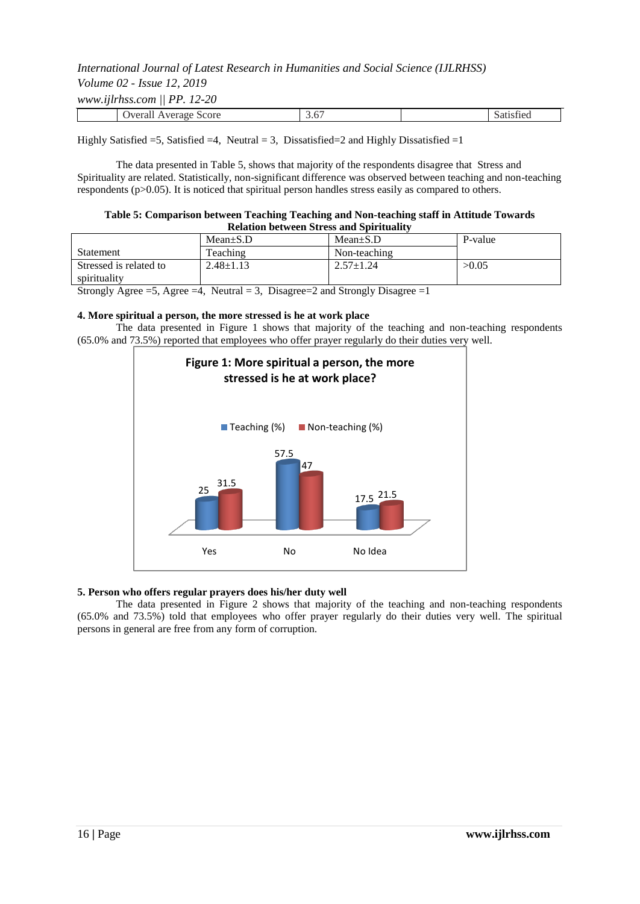| | Overall Average Score | 3.67 | | Satisfied |
|---|---|---|---|---|

Highly Satisfied =5, Satisfied =4, Neutral = 3, Dissatisfied=2 and Highly Dissatisfied =1

The data presented in Table 5, shows that majority of the respondents disagree that Stress and Spirituality are related. Statistically, non-significant difference was observed between teaching and non-teaching respondents ($p>0.05$). It is noticed that spiritual person handles stress easily as compared to others.

**Table 5: Comparison between Teaching Teaching and Non-teaching staff in Attitude Towards Relation between Stress and Spirituality**

| Statement | Mean±S.D Teaching | Mean±S.D Non-teaching | P-value |
|---|---|---|---|
| Stressed is related to spirituality | 2.48±1.13 | 2.57±1.24 | >0.05 |

Strongly Agree =5, Agree =4, Neutral = 3, Disagree=2 and Strongly Disagree =1

**4. More spiritual a person, the more stressed is he at work place**

The data presented in Figure 1 shows that majority of the teaching and non-teaching respondents (65.0% and 73.5%) reported that employees who offer prayer regularly do their duties very well.

**Figure 1: More spiritual a person, the more stressed is he at work place?**

| | Teaching (%) | Non-teaching (%) |
|---|---|---|
| Yes | 25 | 31.5 |
| No | 57.5 | 47 |
| No Idea | 17.5 | 21.5 |

**5. Person who offers regular prayers does his/her duty well**

The data presented in Figure 2 shows that majority of the teaching and non-teaching respondents (65.0% and 73.5%) told that employees who offer prayer regularly do their duties very well. The spiritual persons in general are free from any form of corruption.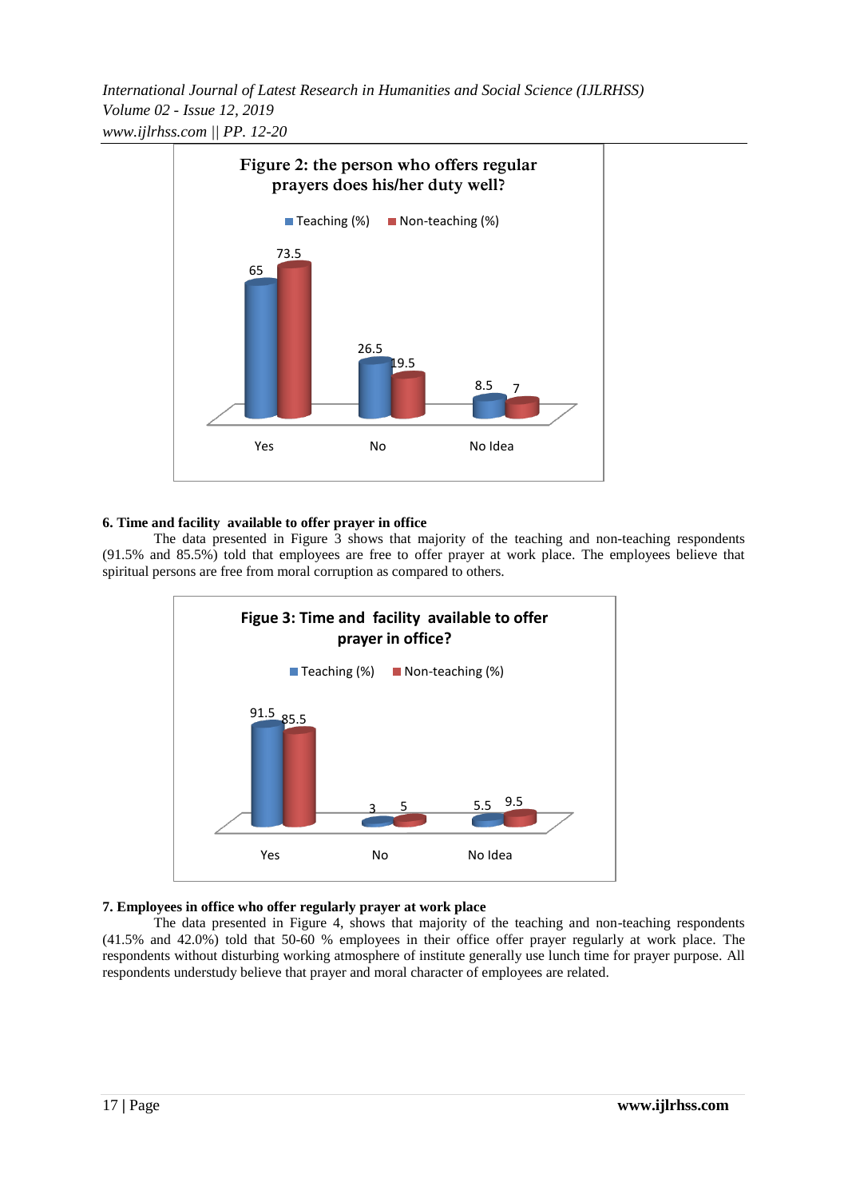**Figure 2: the person who offers regular prayers does his/her duty well?**

| | Teaching (%) | Non-teaching (%) |
|---|---|---|
| Yes | 65 | 73.5 |
| No | 26.5 | 19.5 |
| No Idea | 8.5 | 7 |

### 6. Time and facility available to offer prayer in office

The data presented in Figure 3 shows that majority of the teaching and non-teaching respondents (91.5% and 85.5%) told that employees are free to offer prayer at work place. The employees believe that spiritual persons are free from moral corruption as compared to others.

**Figue 3: Time and facility available to offer prayer in office?**

| | Teaching (%) | Non-teaching (%) |
|---|---|---|
| Yes | 91.5 | 85.5 |
| No | 3 | 5 |
| No Idea | 5.5 | 9.5 |

### 7. Employees in office who offer regularly prayer at work place

The data presented in Figure 4, shows that majority of the teaching and non-teaching respondents (41.5% and 42.0%) told that 50-60 % employees in their office offer prayer regularly at work place. The respondents without disturbing working atmosphere of institute generally use lunch time for prayer purpose. All respondents understudy believe that prayer and moral character of employees are related.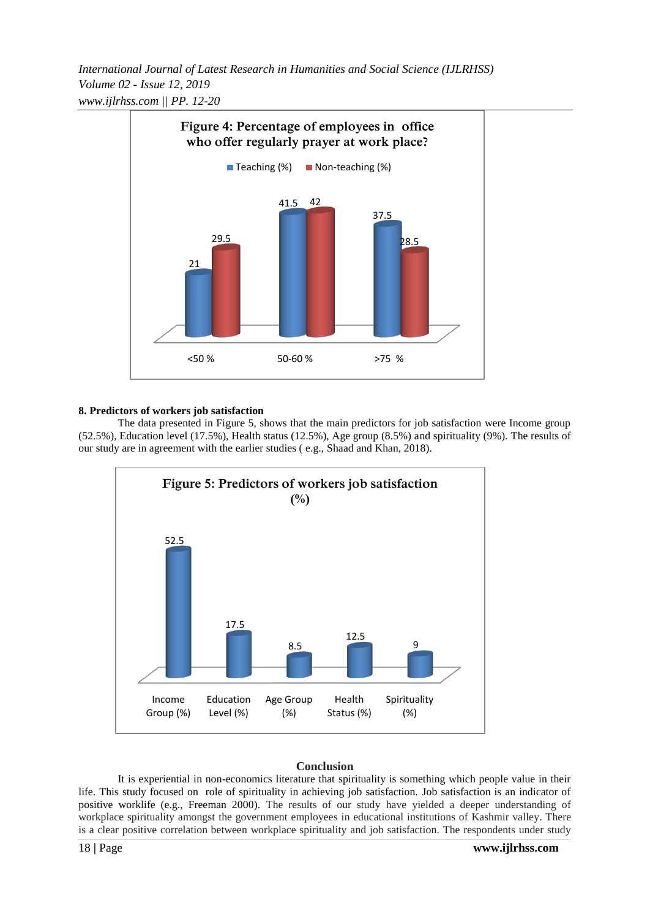**Figure 4: Percentage of employees in office who offer regularly prayer at work place?**

| | Teaching (%) | Non-teaching (%) |
|---|---|---|
| <50 % | 21 | 29.5 |
| 50-60 % | 41.5 | 42 |
| >75 % | 37.5 | 28.5 |

**8. Predictors of workers job satisfaction**

The data presented in Figure 5, shows that the main predictors for job satisfaction were Income group (52.5%), Education level (17.5%), Health status (12.5%), Age group (8.5%) and spirituality (9%). The results of our study are in agreement with the earlier studies ( e.g., Shaad and Khan, 2018).

**Figure 5: Predictors of workers job satisfaction (%)**

| Income Group (%) | Education Level (%) | Age Group (%) | Health Status (%) | Spirituality (%) |
|---|---|---|---|---|
| 52.5 | 17.5 | 8.5 | 12.5 | 9 |

## Conclusion

It is experiential in non-economics literature that spirituality is something which people value in their life. This study focused on role of spirituality in achieving job satisfaction. Job satisfaction is an indicator of positive worklife (e.g., Freeman 2000). The results of our study have yielded a deeper understanding of workplace spirituality amongst the government employees in educational institutions of Kashmir valley. There is a clear positive correlation between workplace spirituality and job satisfaction. The respondents under study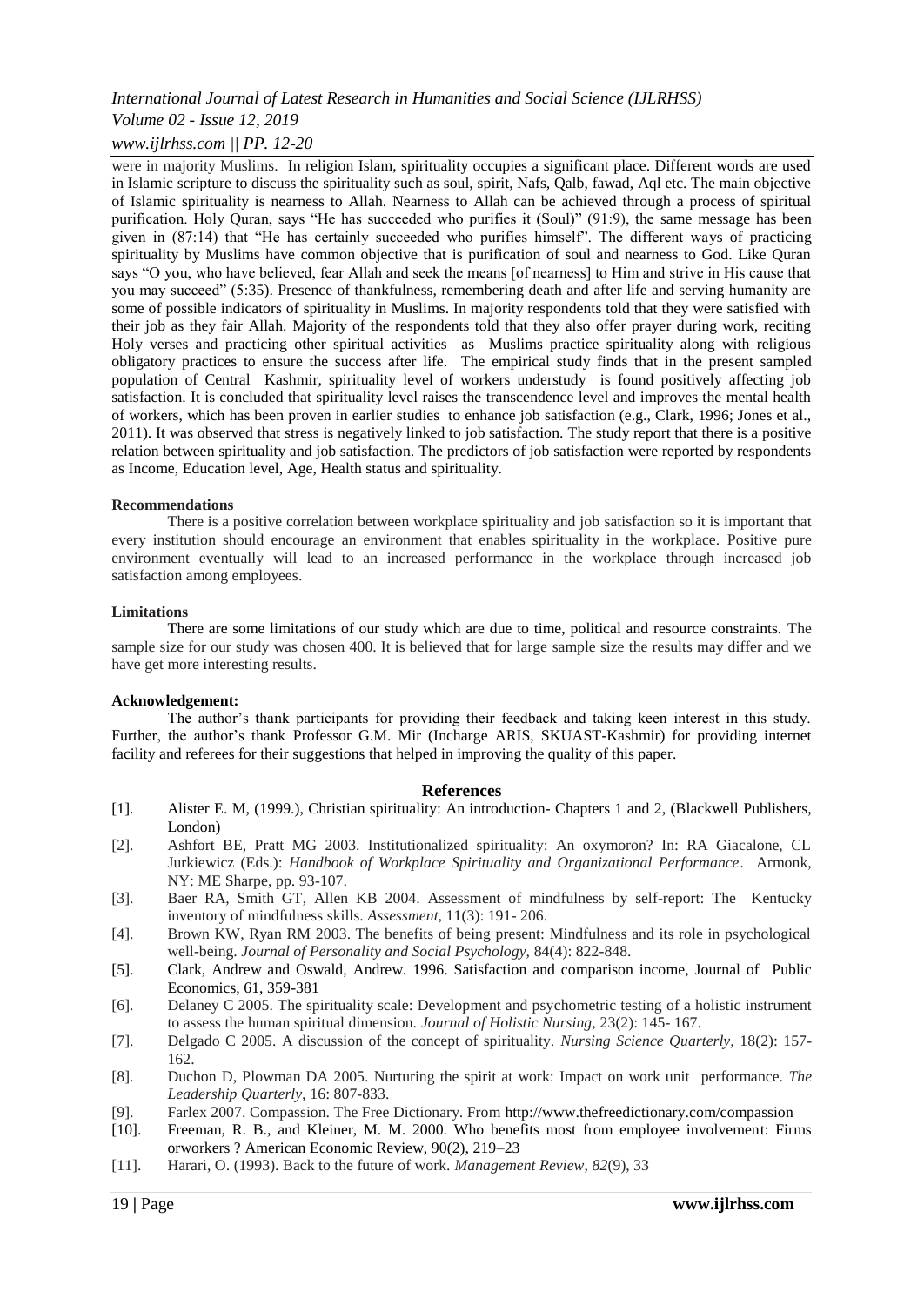were in majority Muslims. In religion Islam, spirituality occupies a significant place. Different words are used in Islamic scripture to discuss the spirituality such as soul, spirit, Nafs, Qalb, fawad, Aql etc. The main objective of Islamic spirituality is nearness to Allah. Nearness to Allah can be achieved through a process of spiritual purification. Holy Quran, says "He has succeeded who purifies it (Soul)" (91:9), the same message has been given in (87:14) that "He has certainly succeeded who purifies himself". The different ways of practicing spirituality by Muslims have common objective that is purification of soul and nearness to God. Like Quran says "O you, who have believed, fear Allah and seek the means [of nearness] to Him and strive in His cause that you may succeed" (5:35). Presence of thankfulness, remembering death and after life and serving humanity are some of possible indicators of spirituality in Muslims. In majority respondents told that they were satisfied with their job as they fair Allah. Majority of the respondents told that they also offer prayer during work, reciting Holy verses and practicing other spiritual activities as Muslims practice spirituality along with religious obligatory practices to ensure the success after life. The empirical study finds that in the present sampled population of Central Kashmir, spirituality level of workers understudy is found positively affecting job satisfaction. It is concluded that spirituality level raises the transcendence level and improves the mental health of workers, which has been proven in earlier studies to enhance job satisfaction (e.g., Clark, 1996; Jones et al., 2011). It was observed that stress is negatively linked to job satisfaction. The study report that there is a positive relation between spirituality and job satisfaction. The predictors of job satisfaction were reported by respondents as Income, Education level, Age, Health status and spirituality.

**Recommendations**

There is a positive correlation between workplace spirituality and job satisfaction so it is important that every institution should encourage an environment that enables spirituality in the workplace. Positive pure environment eventually will lead to an increased performance in the workplace through increased job satisfaction among employees.

**Limitations**

There are some limitations of our study which are due to time, political and resource constraints. The sample size for our study was chosen 400. It is believed that for large sample size the results may differ and we have get more interesting results.

**Acknowledgement:**

The author's thank participants for providing their feedback and taking keen interest in this study. Further, the author's thank Professor G.M. Mir (Incharge ARIS, SKUAST-Kashmir) for providing internet facility and referees for their suggestions that helped in improving the quality of this paper.

## References

[1]. Alister E. M, (1999.), Christian spirituality: An introduction- Chapters 1 and 2, (Blackwell Publishers, London)

[2]. Ashfort BE, Pratt MG 2003. Institutionalized spirituality: An oxymoron? In: RA Giacalone, CL Jurkiewicz (Eds.): *Handbook of Workplace Spirituality and Organizational Performance*. Armonk, NY: ME Sharpe, pp. 93-107.

[3]. Baer RA, Smith GT, Allen KB 2004. Assessment of mindfulness by self-report: The Kentucky inventory of mindfulness skills. *Assessment,* 11(3): 191- 206.

[4]. Brown KW, Ryan RM 2003. The benefits of being present: Mindfulness and its role in psychological well-being. *Journal of Personality and Social Psychology,* 84(4): 822-848.

[5]. Clark, Andrew and Oswald, Andrew. 1996. Satisfaction and comparison income, Journal of Public Economics, 61, 359-381

[6]. Delaney C 2005. The spirituality scale: Development and psychometric testing of a holistic instrument to assess the human spiritual dimension. *Journal of Holistic Nursing,* 23(2): 145- 167.

[7]. Delgado C 2005. A discussion of the concept of spirituality. *Nursing Science Quarterly,* 18(2): 157-162.

[8]. Duchon D, Plowman DA 2005. Nurturing the spirit at work: Impact on work unit performance. *The Leadership Quarterly,* 16: 807-833.

[9]. Farlex 2007. Compassion. The Free Dictionary. From http://www.thefreedictionary.com/compassion

[10]. Freeman, R. B., and Kleiner, M. M. 2000. Who benefits most from employee involvement: Firms orworkers ? American Economic Review, 90(2), 219–23

[11]. Harari, O. (1993). Back to the future of work. *Management Review*, *82*(9), 33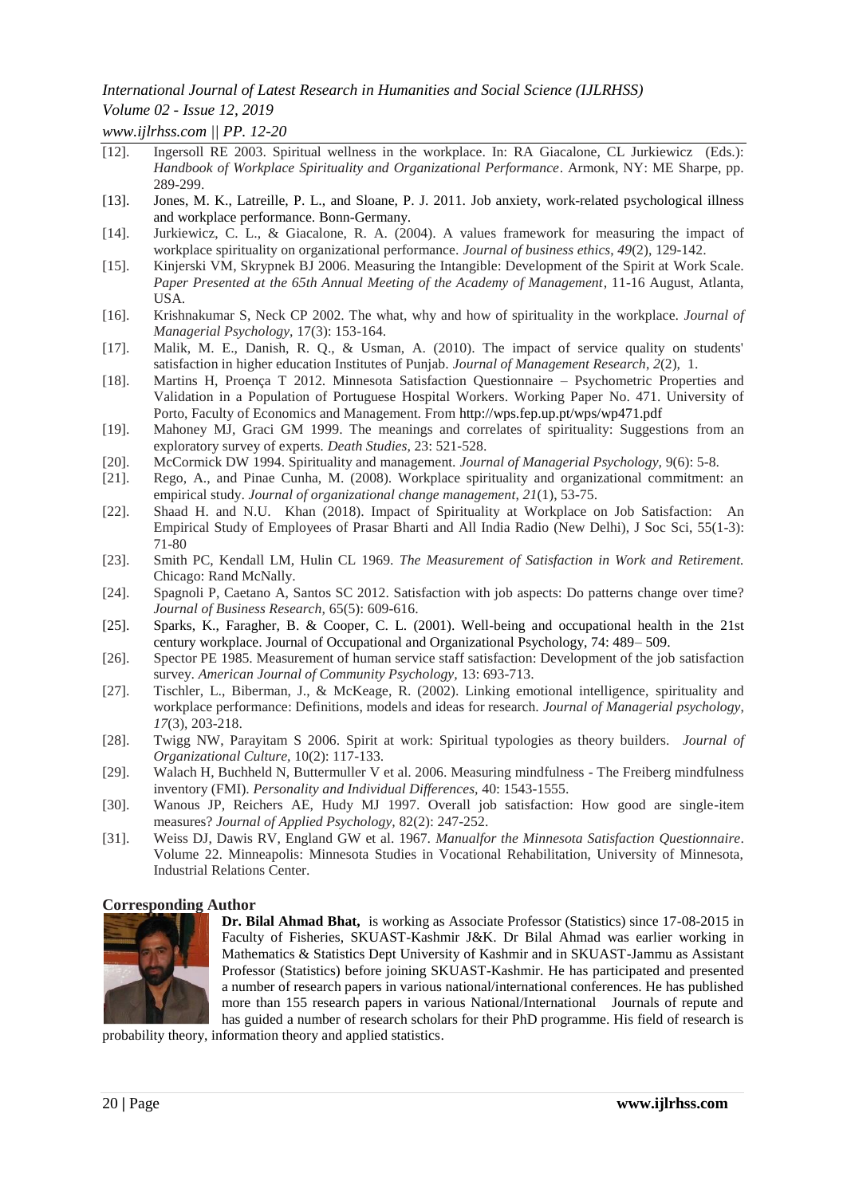[12]. Ingersoll RE 2003. Spiritual wellness in the workplace. In: RA Giacalone, CL Jurkiewicz (Eds.): *Handbook of Workplace Spirituality and Organizational Performance*. Armonk, NY: ME Sharpe, pp. 289-299.

[13]. Jones, M. K., Latreille, P. L., and Sloane, P. J. 2011. Job anxiety, work-related psychological illness and workplace performance. Bonn-Germany.

[14]. Jurkiewicz, C. L., & Giacalone, R. A. (2004). A values framework for measuring the impact of workplace spirituality on organizational performance. *Journal of business ethics*, *49*(2), 129-142.

[15]. Kinjerski VM, Skrypnek BJ 2006. Measuring the Intangible: Development of the Spirit at Work Scale. *Paper Presented at the 65th Annual Meeting of the Academy of Management*, 11-16 August, Atlanta, USA.

[16]. Krishnakumar S, Neck CP 2002. The what, why and how of spirituality in the workplace. *Journal of Managerial Psychology,* 17(3): 153-164.

[17]. Malik, M. E., Danish, R. Q., & Usman, A. (2010). The impact of service quality on students' satisfaction in higher education Institutes of Punjab. *Journal of Management Research*, *2*(2), 1.

[18]. Martins H, Proença T 2012. Minnesota Satisfaction Questionnaire – Psychometric Properties and Validation in a Population of Portuguese Hospital Workers. Working Paper No. 471. University of Porto, Faculty of Economics and Management. From http://wps.fep.up.pt/wps/wp471.pdf

[19]. Mahoney MJ, Graci GM 1999. The meanings and correlates of spirituality: Suggestions from an exploratory survey of experts. *Death Studies,* 23: 521-528.

[20]. McCormick DW 1994. Spirituality and management. *Journal of Managerial Psychology,* 9(6): 5-8.

[21]. Rego, A., and Pinae Cunha, M. (2008). Workplace spirituality and organizational commitment: an empirical study. *Journal of organizational change management*, *21*(1), 53-75.

[22]. Shaad H. and N.U. Khan (2018). Impact of Spirituality at Workplace on Job Satisfaction: An Empirical Study of Employees of Prasar Bharti and All India Radio (New Delhi), J Soc Sci, 55(1-3): 71-80

[23]. Smith PC, Kendall LM, Hulin CL 1969. *The Measurement of Satisfaction in Work and Retirement.* Chicago: Rand McNally.

[24]. Spagnoli P, Caetano A, Santos SC 2012. Satisfaction with job aspects: Do patterns change over time? *Journal of Business Research,* 65(5): 609-616.

[25]. Sparks, K., Faragher, B. & Cooper, C. L. (2001). Well-being and occupational health in the 21st century workplace. Journal of Occupational and Organizational Psychology, 74: 489– 509.

[26]. Spector PE 1985. Measurement of human service staff satisfaction: Development of the job satisfaction survey. *American Journal of Community Psychology,* 13: 693-713.

[27]. Tischler, L., Biberman, J., & McKeage, R. (2002). Linking emotional intelligence, spirituality and workplace performance: Definitions, models and ideas for research. *Journal of Managerial psychology*, *17*(3), 203-218.

[28]. Twigg NW, Parayitam S 2006. Spirit at work: Spiritual typologies as theory builders. *Journal of Organizational Culture,* 10(2): 117-133.

[29]. Walach H, Buchheld N, Buttermuller V et al. 2006. Measuring mindfulness - The Freiberg mindfulness inventory (FMI). *Personality and Individual Differences,* 40: 1543-1555.

[30]. Wanous JP, Reichers AE, Hudy MJ 1997. Overall job satisfaction: How good are single-item measures? *Journal of Applied Psychology,* 82(2): 247-252.

[31]. Weiss DJ, Dawis RV, England GW et al. 1967. *Manualfor the Minnesota Satisfaction Questionnaire*. Volume 22. Minneapolis: Minnesota Studies in Vocational Rehabilitation, University of Minnesota, Industrial Relations Center.

**Corresponding Author**

**Dr. Bilal Ahmad Bhat,** is working as Associate Professor (Statistics) since 17-08-2015 in Faculty of Fisheries, SKUAST-Kashmir J&K. Dr Bilal Ahmad was earlier working in Mathematics & Statistics Dept University of Kashmir and in SKUAST-Jammu as Assistant Professor (Statistics) before joining SKUAST-Kashmir. He has participated and presented a number of research papers in various national/international conferences. He has published more than 155 research papers in various National/International Journals of repute and has guided a number of research scholars for their PhD programme. His field of research is probability theory, information theory and applied statistics.